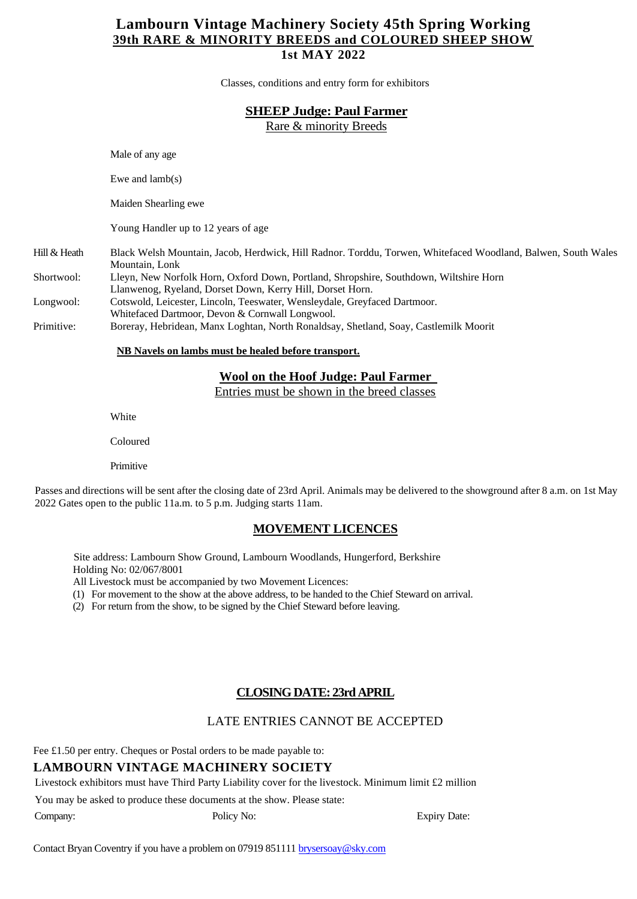# Lambourn Vintage Machinery Society 45th Spring Working

## 39th RARE & MINORITY BREEDS and COLOURED SHEEP SHOW

### 1st MAY 2022

Classes, conditions and entry form for exhibitors

## SHEEP Judge: Paul Farmer

Rare & minority Breeds

Male of any age

Ewe and lamb(s)

Maiden Shearling ewe

Young Handler up to 12 years of age

| | |
|---|---|
| Hill & Heath | Black Welsh Mountain, Jacob, Herdwick, Hill Radnor. Torddu, Torwen, Whitefaced Woodland, Balwen, South Wales Mountain, Lonk |
| Shortwool: | Lleyn, New Norfolk Horn, Oxford Down, Portland, Shropshire, Southdown, Wiltshire Horn Llanwenog, Ryeland, Dorset Down, Kerry Hill, Dorset Horn. |
| Longwool: | Cotswold, Leicester, Lincoln, Teeswater, Wensleydale, Greyfaced Dartmoor. Whitefaced Dartmoor, Devon & Cornwall Longwool. |
| Primitive: | Boreray, Hebridean, Manx Loghtan, North Ronaldsay, Shetland, Soay, Castlemilk Moorit |

**NB Navels on lambs must be healed before transport.**

## Wool on the Hoof Judge: Paul Farmer

Entries must be shown in the breed classes

White

Coloured

Primitive

Passes and directions will be sent after the closing date of 23rd April. Animals may be delivered to the showground after 8 a.m. on 1st May 2022 Gates open to the public 11a.m. to 5 p.m. Judging starts 11am.

## MOVEMENT LICENCES

Site address: Lambourn Show Ground, Lambourn Woodlands, Hungerford, Berkshire
Holding No: 02/067/8001
All Livestock must be accompanied by two Movement Licences:

(1) For movement to the show at the above address, to be handed to the Chief Steward on arrival.
(2) For return from the show, to be signed by the Chief Steward before leaving.

## CLOSING DATE: 23rd APRIL

LATE ENTRIES CANNOT BE ACCEPTED

Fee £1.50 per entry. Cheques or Postal orders to be made payable to:

**LAMBOURN VINTAGE MACHINERY SOCIETY**

Livestock exhibitors must have Third Party Liability cover for the livestock. Minimum limit £2 million

You may be asked to produce these documents at the show. Please state:

Company: Policy No: Expiry Date:

Contact Bryan Coventry if you have a problem on 07919 851111 brysersoay@sky.com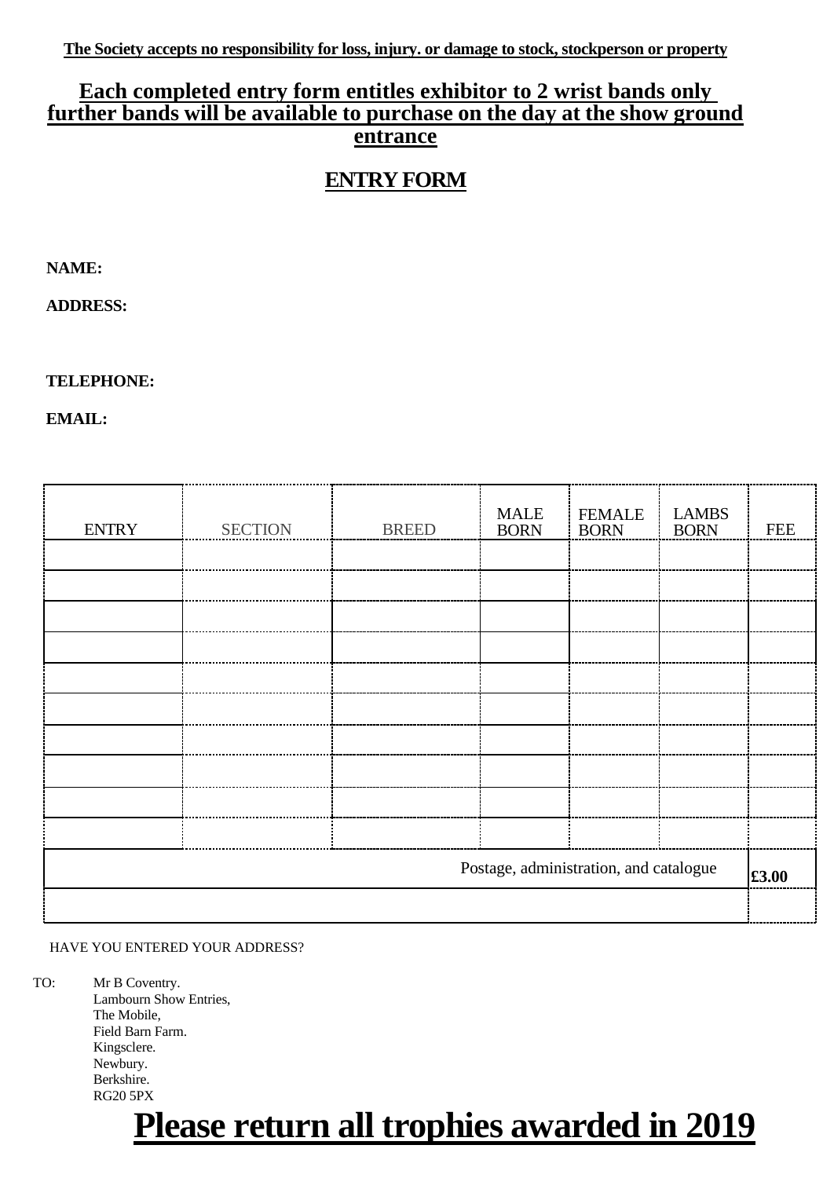**The Society accepts no responsibility for loss, injury. or damage to stock, stockperson or property**

**Each completed entry form entitles exhibitor to 2 wrist bands only further bands will be available to purchase on the day at the show ground entrance**

# ENTRY FORM

**NAME:**

**ADDRESS:**

**TELEPHONE:**

**EMAIL:**

| ENTRY | SECTION | BREED | MALE BORN | FEMALE BORN | LAMBS BORN | FEE |
|---|---|---|---|---|---|---|
| | | | | | | |
| | | | | | | |
| | | | | | | |
| | | | | | | |
| | | | | | | |
| | | | | | | |
| | | | | | | |
| | | | | | | |
| | | | | | | |
| | | | | | | |
| Postage, administration, and catalogue | | | | | | **£3.00** |
| | | | | | | |

HAVE YOU ENTERED YOUR ADDRESS?

TO: Mr B Coventry.
Lambourn Show Entries,
The Mobile,
Field Barn Farm.
Kingsclere.
Newbury.
Berkshire.
RG20 5PX

# Please return all trophies awarded in 2019